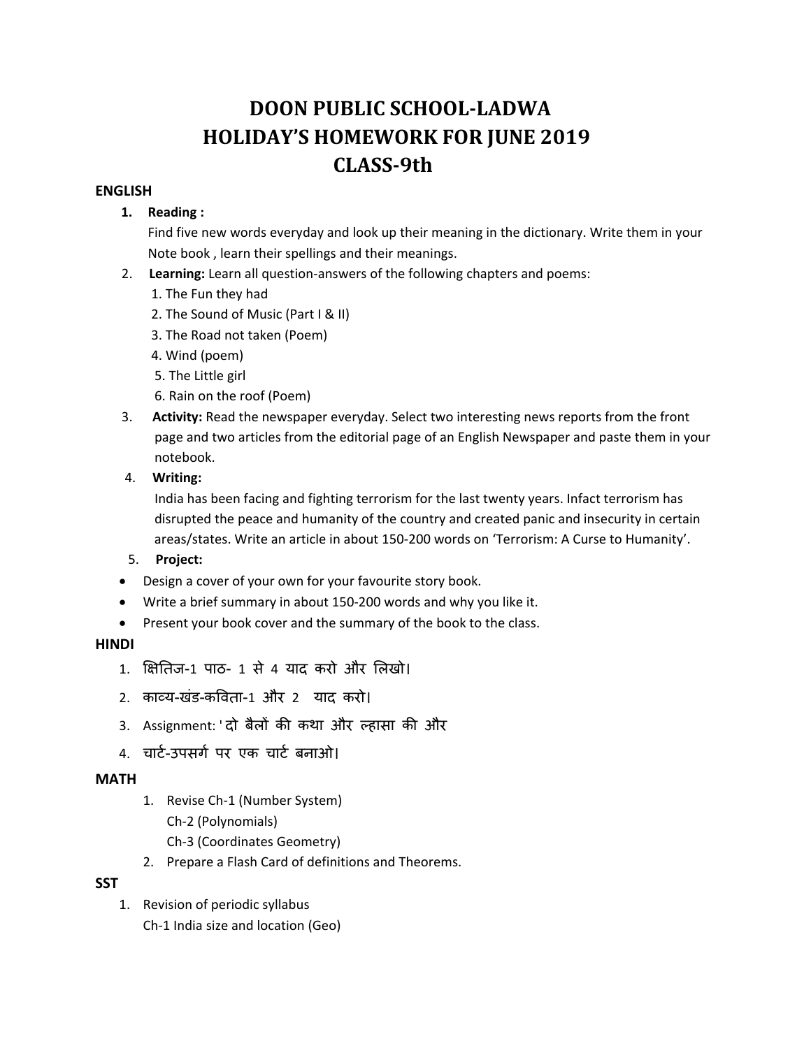# DOON PUBLIC SCHOOL-LADWA
# HOLIDAY'S HOMEWORK FOR JUNE 2019
# CLASS-9th

**ENGLISH**

1. **Reading :**
   Find five new words everyday and look up their meaning in the dictionary. Write them in your Note book , learn their spellings and their meanings.
2. **Learning:** Learn all question-answers of the following chapters and poems:
   1. The Fun they had
   2. The Sound of Music (Part I & II)
   3. The Road not taken (Poem)
   4. Wind (poem)
   5. The Little girl
   6. Rain on the roof (Poem)
3. **Activity:** Read the newspaper everyday. Select two interesting news reports from the front page and two articles from the editorial page of an English Newspaper and paste them in your notebook.
4. **Writing:**
   India has been facing and fighting terrorism for the last twenty years. Infact terrorism has disrupted the peace and humanity of the country and created panic and insecurity in certain areas/states. Write an article in about 150-200 words on 'Terrorism: A Curse to Humanity'.
5. **Project:**

- Design a cover of your own for your favourite story book.
- Write a brief summary in about 150-200 words and why you like it.
- Present your book cover and the summary of the book to the class.

**HINDI**

1. क्षितिज-1 पाठ- 1 से 4 याद करो और लिखो।
2. काव्य-खंड-कविता-1 और 2 याद करो।
3. Assignment: 'दो बैलों की कथा और ल्हासा की और
4. चार्ट-उपसर्ग पर एक चार्ट बनाओ।

**MATH**

1. Revise Ch-1 (Number System)
   Ch-2 (Polynomials)
   Ch-3 (Coordinates Geometry)
2. Prepare a Flash Card of definitions and Theorems.

**SST**

1. Revision of periodic syllabus
   Ch-1 India size and location (Geo)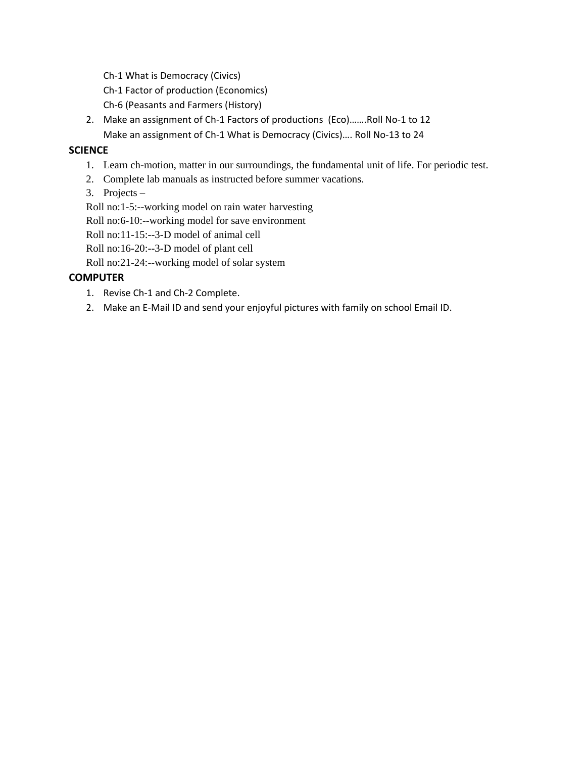Ch-1 What is Democracy (Civics)

Ch-1 Factor of production (Economics)

Ch-6 (Peasants and Farmers (History)

2. Make an assignment of Ch-1 Factors of productions (Eco)…….Roll No-1 to 12
   Make an assignment of Ch-1 What is Democracy (Civics)…. Roll No-13 to 24

**SCIENCE**

1. Learn ch-motion, matter in our surroundings, the fundamental unit of life. For periodic test.
2. Complete lab manuals as instructed before summer vacations.
3. Projects –

Roll no:1-5:--working model on rain water harvesting

Roll no:6-10:--working model for save environment

Roll no:11-15:--3-D model of animal cell

Roll no:16-20:--3-D model of plant cell

Roll no:21-24:--working model of solar system

**COMPUTER**

1. Revise Ch-1 and Ch-2 Complete.
2. Make an E-Mail ID and send your enjoyful pictures with family on school Email ID.